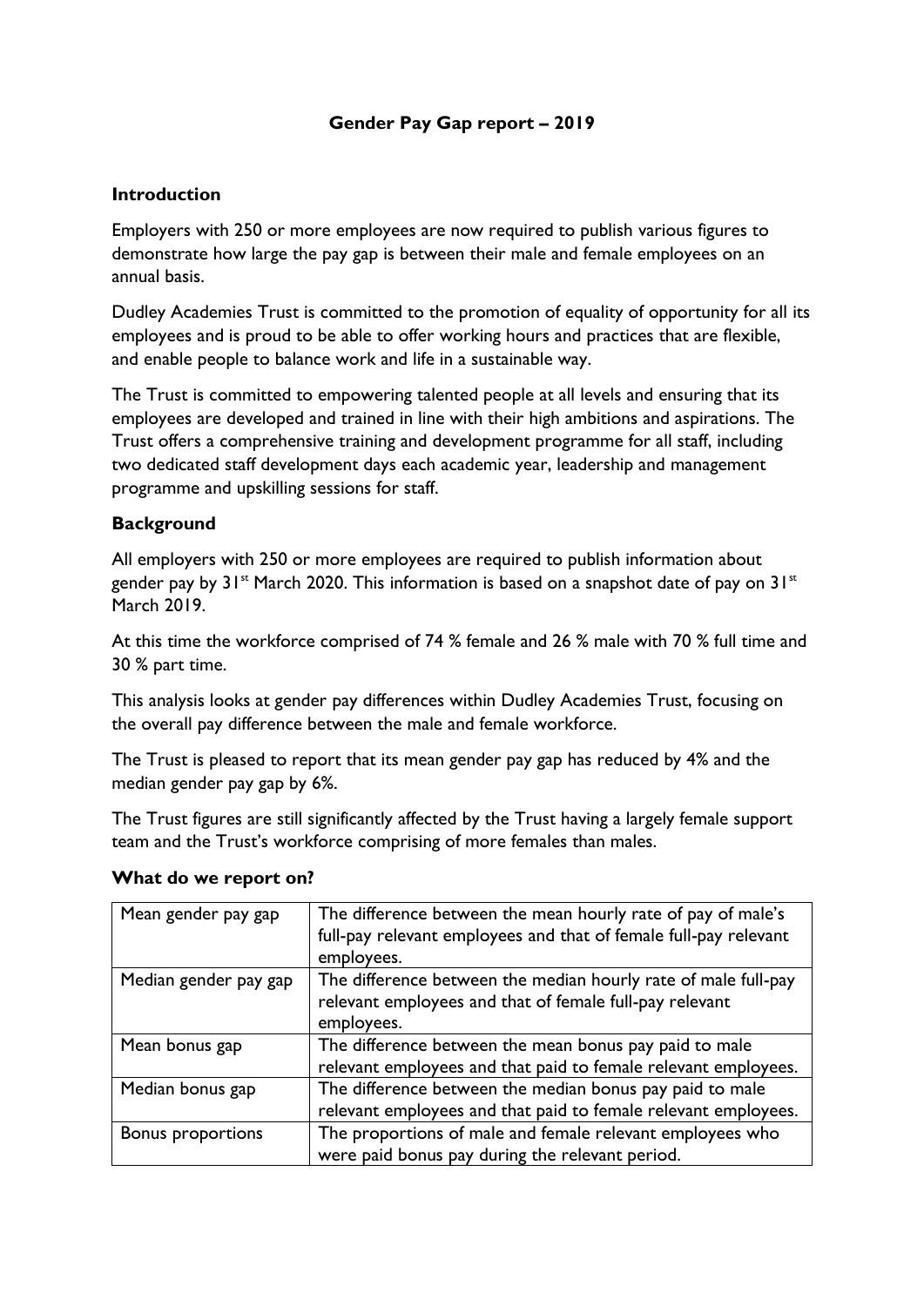# Gender Pay Gap report – 2019

## Introduction

Employers with 250 or more employees are now required to publish various figures to demonstrate how large the pay gap is between their male and female employees on an annual basis.

Dudley Academies Trust is committed to the promotion of equality of opportunity for all its employees and is proud to be able to offer working hours and practices that are flexible, and enable people to balance work and life in a sustainable way.

The Trust is committed to empowering talented people at all levels and ensuring that its employees are developed and trained in line with their high ambitions and aspirations. The Trust offers a comprehensive training and development programme for all staff, including two dedicated staff development days each academic year, leadership and management programme and upskilling sessions for staff.

## Background

All employers with 250 or more employees are required to publish information about gender pay by 31st March 2020. This information is based on a snapshot date of pay on 31st March 2019.

At this time the workforce comprised of 74 % female and 26 % male with 70 % full time and 30 % part time.

This analysis looks at gender pay differences within Dudley Academies Trust, focusing on the overall pay difference between the male and female workforce.

The Trust is pleased to report that its mean gender pay gap has reduced by 4% and the median gender pay gap by 6%.

The Trust figures are still significantly affected by the Trust having a largely female support team and the Trust's workforce comprising of more females than males.

## What do we report on?

| | |
|---|---|
| Mean gender pay gap | The difference between the mean hourly rate of pay of male's full-pay relevant employees and that of female full-pay relevant employees. |
| Median gender pay gap | The difference between the median hourly rate of male full-pay relevant employees and that of female full-pay relevant employees. |
| Mean bonus gap | The difference between the mean bonus pay paid to male relevant employees and that paid to female relevant employees. |
| Median bonus gap | The difference between the median bonus pay paid to male relevant employees and that paid to female relevant employees. |
| Bonus proportions | The proportions of male and female relevant employees who were paid bonus pay during the relevant period. |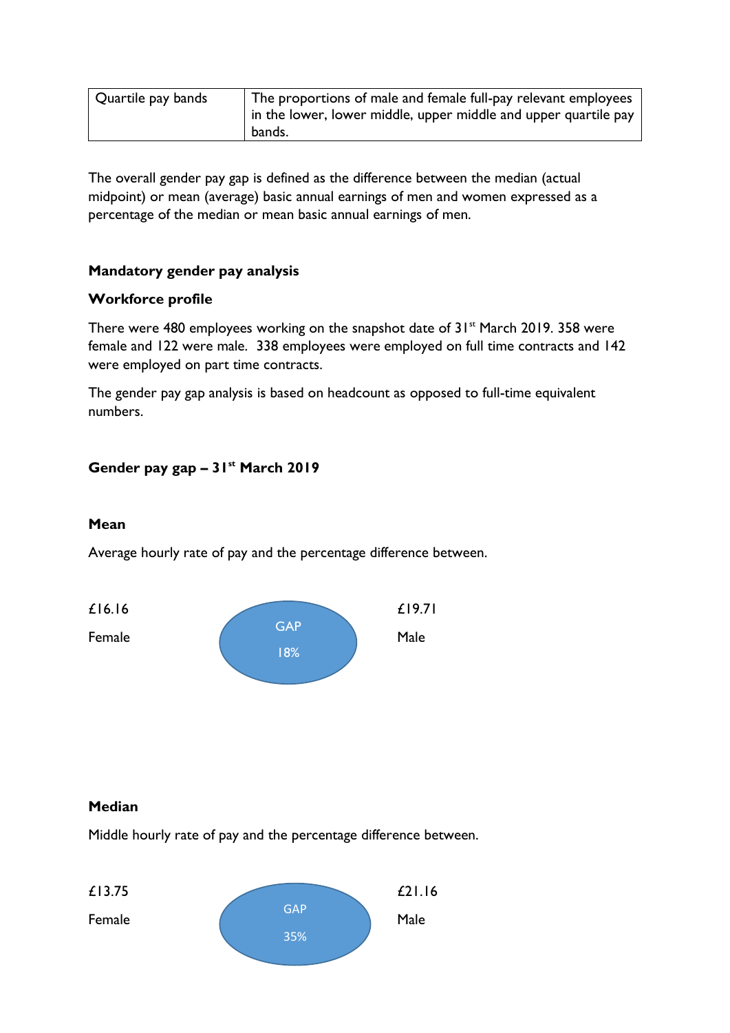| Quartile pay bands | The proportions of male and female full-pay relevant employees in the lower, lower middle, upper middle and upper quartile pay bands. |
|---|---|

The overall gender pay gap is defined as the difference between the median (actual midpoint) or mean (average) basic annual earnings of men and women expressed as a percentage of the median or mean basic annual earnings of men.

**Mandatory gender pay analysis**

**Workforce profile**

There were 480 employees working on the snapshot date of 31st March 2019. 358 were female and 122 were male. 338 employees were employed on full time contracts and 142 were employed on part time contracts.

The gender pay gap analysis is based on headcount as opposed to full-time equivalent numbers.

**Gender pay gap – 31st March 2019**

**Mean**

Average hourly rate of pay and the percentage difference between.

| Female | GAP | Male |
|---|---|---|
| £16.16 | 18% | £19.71 |

**Median**

Middle hourly rate of pay and the percentage difference between.

| Female | GAP | Male |
|---|---|---|
| £13.75 | 35% | £21.16 |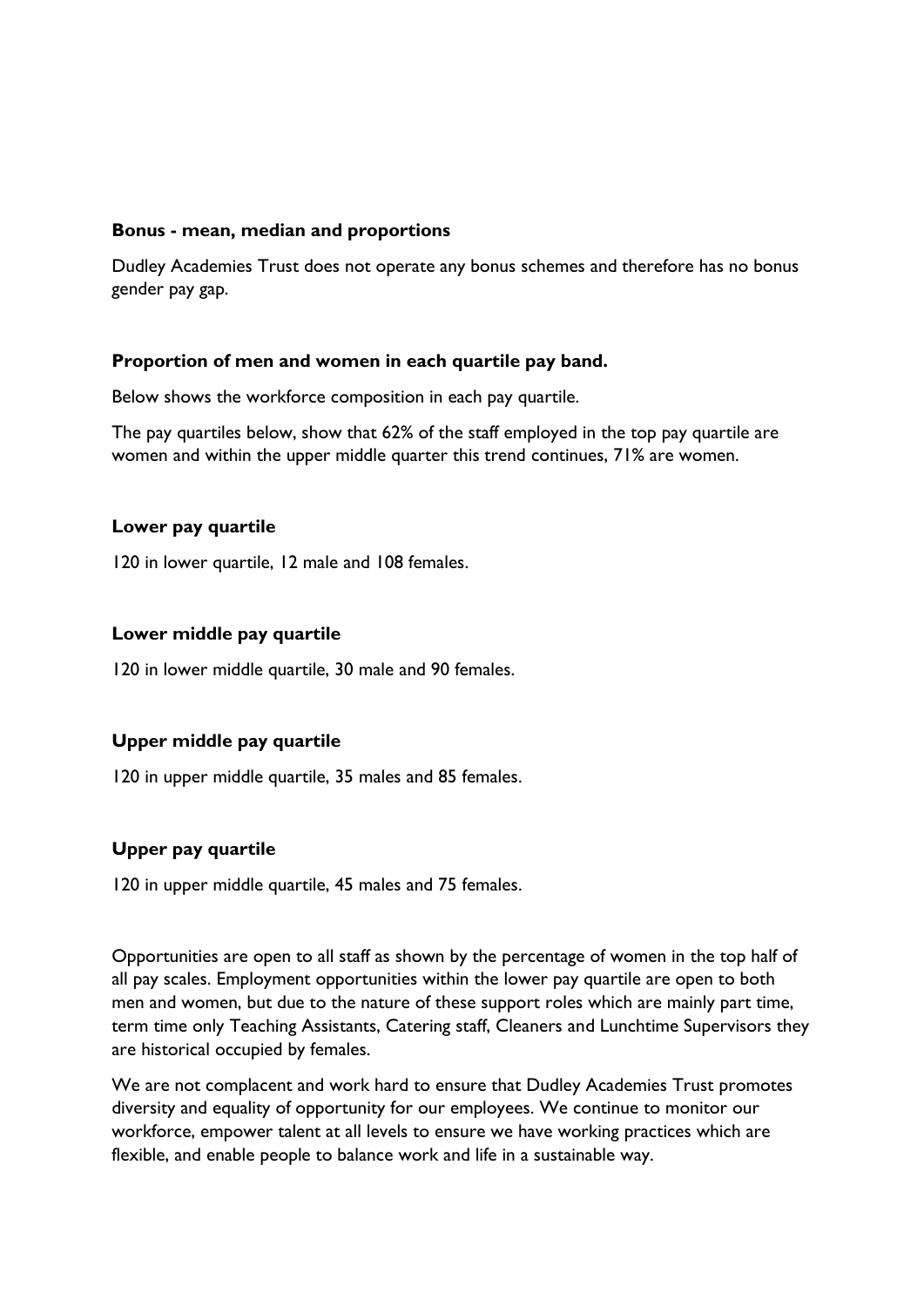**Bonus - mean, median and proportions**

Dudley Academies Trust does not operate any bonus schemes and therefore has no bonus gender pay gap.

**Proportion of men and women in each quartile pay band.**

Below shows the workforce composition in each pay quartile.

The pay quartiles below, show that 62% of the staff employed in the top pay quartile are women and within the upper middle quarter this trend continues, 71% are women.

**Lower pay quartile**

120 in lower quartile, 12 male and 108 females.

**Lower middle pay quartile**

120 in lower middle quartile, 30 male and 90 females.

**Upper middle pay quartile**

120 in upper middle quartile, 35 males and 85 females.

**Upper pay quartile**

120 in upper middle quartile, 45 males and 75 females.

Opportunities are open to all staff as shown by the percentage of women in the top half of all pay scales. Employment opportunities within the lower pay quartile are open to both men and women, but due to the nature of these support roles which are mainly part time, term time only Teaching Assistants, Catering staff, Cleaners and Lunchtime Supervisors they are historical occupied by females.

We are not complacent and work hard to ensure that Dudley Academies Trust promotes diversity and equality of opportunity for our employees. We continue to monitor our workforce, empower talent at all levels to ensure we have working practices which are flexible, and enable people to balance work and life in a sustainable way.